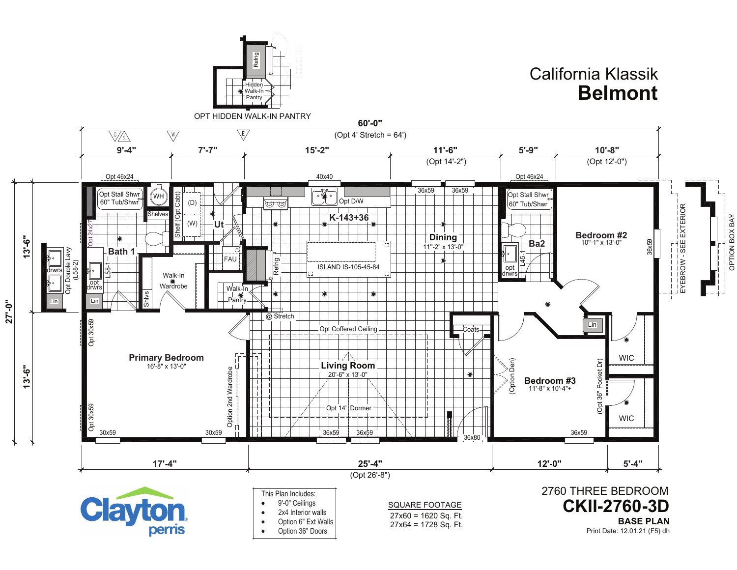# California Klassik
## Belmont

OPT HIDDEN WALK-IN PANTRY

- Refrig
- Hidden Walk-In Pantry

60'-0"
(Opt 4' Stretch = 64')

9'-4" | 7'-7" | 15'-2" | 11'-6" (Opt 14'-2") | 5'-9" | 10'-8" (Opt 12'-0")

27'-0" (13'-6" / 13'-6")

17'-4" | 25'-4" (Opt 26'-8") | 12'-0" | 5'-4"

- Opt 46x24
- Opt Stall Shwr 60" Tub/Shwr
- WH
- Shelves
- Shelf (Opt Cabt)
- (D)
- (W)
- Ut
- Opt 24x27
- Bath 1
- L58-1
- opt drwrs
- Lin
- Opt Double Lavy (L58-2)
- drwrs
- Walk-In Wardrobe
- Shlvs
- FAU
- Refrig
- Walk-In Pantry
- @ Stretch
- 40x40
- Opt D/W
- K-143+36
- ISLAND IS-105-45-84
- 36x59
- Dining 11'-2" x 13'-0"
- Opt Stall Shwr 60" Tub/Shwr
- Ba2
- L45-1
- opt drwrs
- Bedroom #2 10'-1" x 13'-0"
- EYEBROW - SEE EXTERIOR
- OPTION BOX BAY
- Lin
- WIC
- Coats
- Opt Coffered Ceiling
- Living Room 20'-6" x 13'-0"
- Opt 14' Dormer
- Primary Bedroom 16'-8" x 13'-0"
- Opt 30x59
- 30x59
- Option 2nd Wardrobe
- 36x80
- (Option Den)
- Bedroom #3 11'-8" x 10'-4"+
- (Opt 36" Pocket Dr)
- WIC

This Plan Includes:

- 9'-0" Ceilings
- 2x4 Interior walls
- Option 6" Ext Walls
- Option 36" Doors

SQUARE FOOTAGE

27x60 = 1620 Sq. Ft.
27x64 = 1728 Sq. Ft.

Clayton perris

2760 THREE BEDROOM
**CKII-2760-3D**
**BASE PLAN**
Print Date: 12.01.21 (F5) dh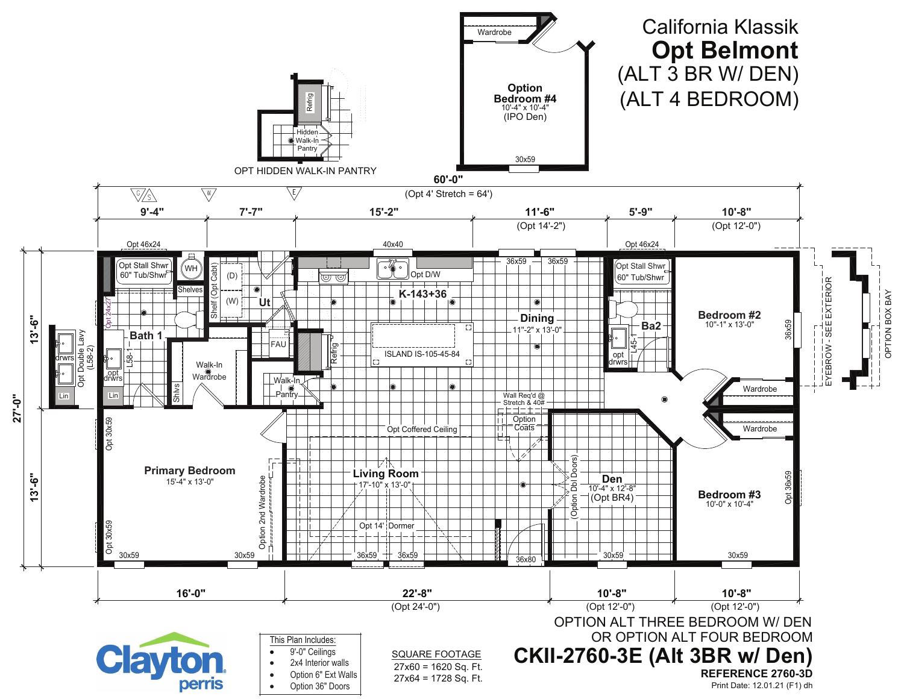# California Klassik

## Opt Belmont

## (ALT 3 BR W/ DEN)

## (ALT 4 BEDROOM)

OPT HIDDEN WALK-IN PANTRY

Refrig

Hidden Walk-In Pantry

Wardrobe

Option Bedroom #4
10'-4" x 10'-4"
(IPO Den)

30x59

60'-0"
(Opt 4' Stretch = 64')

9'-4" | 7'-7" | 15'-2" | 11'-6" (Opt 14'-2") | 5'-9" | 10'-8" (Opt 12'-0")

13'-6"
27'-0"
13'-6"

Opt 46x24 | 40x40 | Opt 46x24

Opt Stall Shwr
60" Tub/Shwr

WH

Shelves

Shelf (Opt Cabt)

(D) (W)

Ut

Opt D/W

K-143+36

36x59 36x59

Dining
11"-2" x 13'-0"

Opt Stall Shwr
60" Tub/Shwr

Ba2

Bedroom #2
10"-1" x 13'-0"

36x59

Opt 24x27

Bath 1

L58-1

drwrs

Opt Double Lavy (L58-2)

opt drwrs

Lin Lin

Shlvs

Walk-In Wardrobe

FAU

Refrig

Walk-In Pantry

ISLAND IS-105-45-84

L45-1

opt drwrs

Wardrobe

Wardrobe

EYEBROW - SEE EXTERIOR

OPTION BOX BAY

Wall Req'd @ Stretch & 40#

Option Coats

Opt Coffered Ceiling

Opt 30x59

Primary Bedroom
15'-4" x 13'-0"

Opt 30x59

Option 2nd Wardrobe

Living Room
17'-10" x 13'-0"

Opt 14' Dormer

(Option Dbl Doors)

Den
10'-4" x 12'-8"
(Opt BR4)

Bedroom #3
10'-0" x 10'-4"

Opt 36x59

30x59 | 30x59 | 36x59 | 36x59 | 36x80 | 30x59 | 30x59

16'-0" | 22'-8" (Opt 24'-0") | 10'-8" (Opt 12'-0") | 10'-8" (Opt 12'-0")

Clayton perris

This Plan Includes:

- 9'-0" Ceilings
- 2x4 Interior walls
- Option 6" Ext Walls
- Option 36" Doors

SQUARE FOOTAGE
27x60 = 1620 Sq. Ft.
27x64 = 1728 Sq. Ft.

OPTION ALT THREE BEDROOM W/ DEN
OR OPTION ALT FOUR BEDROOM

**CKII-2760-3E (Alt 3BR w/ Den)**

**REFERENCE 2760-3D**

Print Date: 12.01.21 (F1) dh